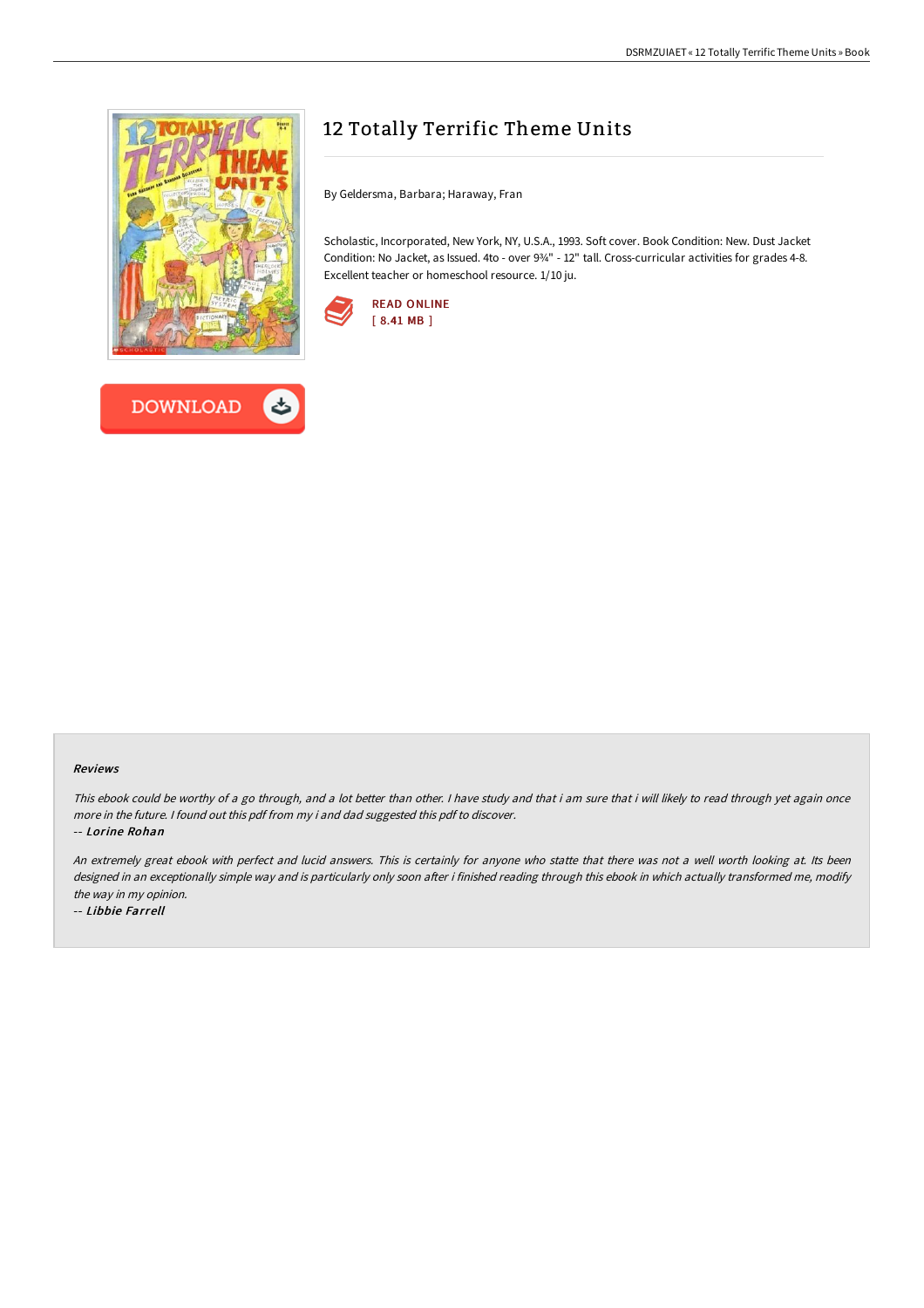# 12 Totally Terrific Theme Units

By Geldersma, Barbara; Haraway, Fran

Scholastic, Incorporated, New York, NY, U.S.A., 1993. Soft cover. Book Condition: New. Dust Jacket Condition: No Jacket, as Issued. 4to - over 9¾" - 12" tall. Cross-curricular activities for grades 4-8. Excellent teacher or homeschool resource. 1/10 ju.

READ ONLINE
[ 8.41 MB ]

DOWNLOAD

### Reviews

*This ebook could be worthy of a go through, and a lot better than other. I have study and that i am sure that i will likely to read through yet again once more in the future. I found out this pdf from my i and dad suggested this pdf to discover.*

-- ***Lorine Rohan***

*An extremely great ebook with perfect and lucid answers. This is certainly for anyone who statte that there was not a well worth looking at. Its been designed in an exceptionally simple way and is particularly only soon after i finished reading through this ebook in which actually transformed me, modify the way in my opinion.*

-- ***Libbie Farrell***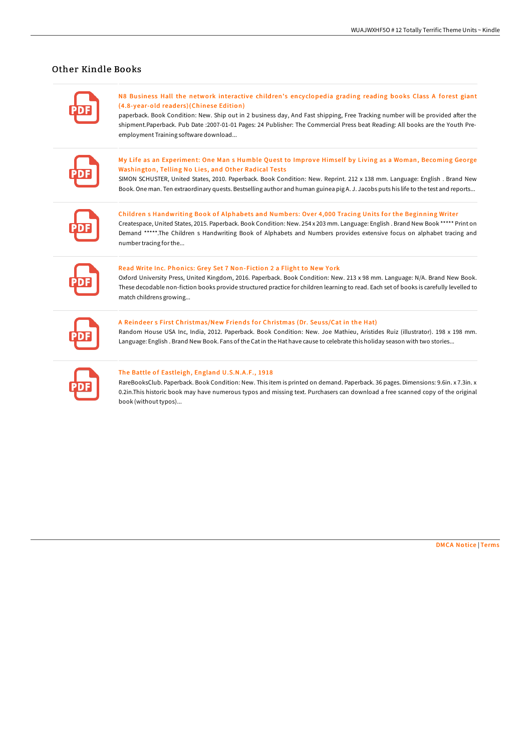## Other Kindle Books

### N8 Business Hall the network interactive children's encyclopedia grading reading books Class A forest giant (4.8-year-old readers)(Chinese Edition)

paperback. Book Condition: New. Ship out in 2 business day, And Fast shipping, Free Tracking number will be provided after the shipment.Paperback. Pub Date :2007-01-01 Pages: 24 Publisher: The Commercial Press beat Reading: All books are the Youth Pre-employment Training software download...

### My Life as an Experiment: One Man s Humble Quest to Improve Himself by Living as a Woman, Becoming George Washington, Telling No Lies, and Other Radical Tests

SIMON SCHUSTER, United States, 2010. Paperback. Book Condition: New. Reprint. 212 x 138 mm. Language: English . Brand New Book. One man. Ten extraordinary quests. Bestselling author and human guinea pig A. J. Jacobs puts his life to the test and reports...

### Children s Handwriting Book of Alphabets and Numbers: Over 4,000 Tracing Units for the Beginning Writer

Createspace, United States, 2015. Paperback. Book Condition: New. 254 x 203 mm. Language: English . Brand New Book ***** Print on Demand *****.The Children s Handwriting Book of Alphabets and Numbers provides extensive focus on alphabet tracing and number tracing for the...

### Read Write Inc. Phonics: Grey Set 7 Non-Fiction 2 a Flight to New York

Oxford University Press, United Kingdom, 2016. Paperback. Book Condition: New. 213 x 98 mm. Language: N/A. Brand New Book. These decodable non-fiction books provide structured practice for children learning to read. Each set of books is carefully levelled to match childrens growing...

### A Reindeer s First Christmas/New Friends for Christmas (Dr. Seuss/Cat in the Hat)

Random House USA Inc, India, 2012. Paperback. Book Condition: New. Joe Mathieu, Aristides Ruiz (illustrator). 198 x 198 mm. Language: English . Brand New Book. Fans of the Cat in the Hat have cause to celebrate this holiday season with two stories...

### The Battle of Eastleigh, England U.S.N.A.F., 1918

RareBooksClub. Paperback. Book Condition: New. This item is printed on demand. Paperback. 36 pages. Dimensions: 9.6in. x 7.3in. x 0.2in.This historic book may have numerous typos and missing text. Purchasers can download a free scanned copy of the original book (without typos)...